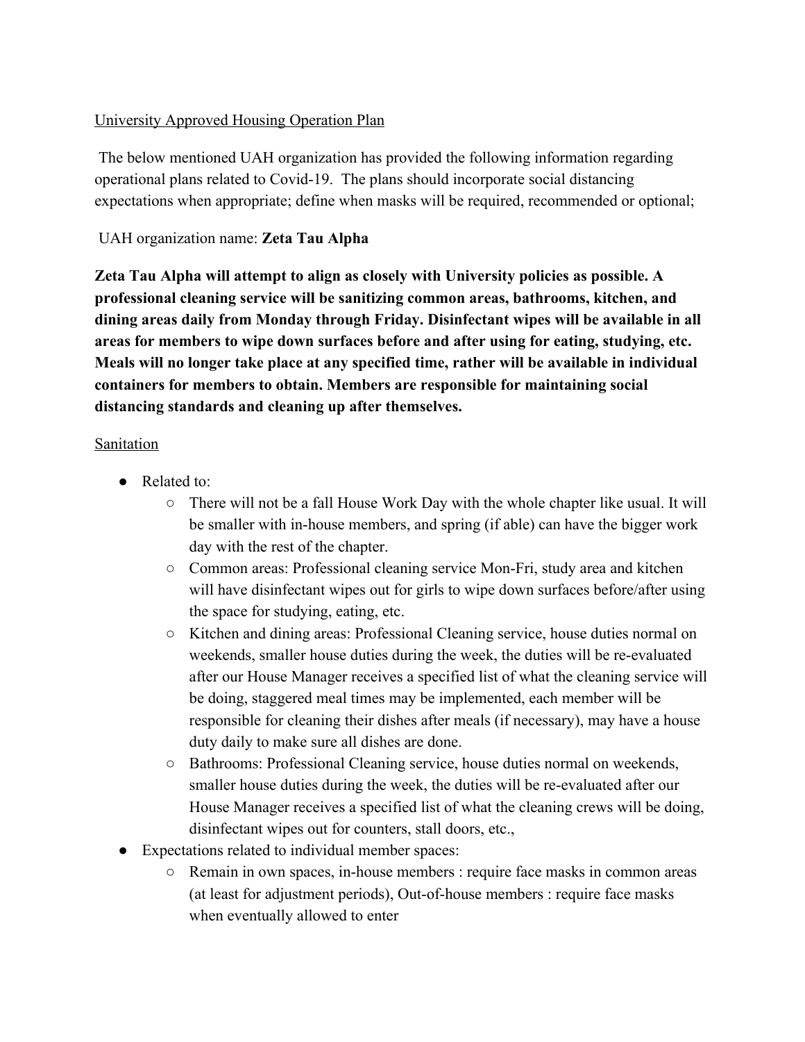University Approved Housing Operation Plan

The below mentioned UAH organization has provided the following information regarding operational plans related to Covid-19. The plans should incorporate social distancing expectations when appropriate; define when masks will be required, recommended or optional;

UAH organization name: **Zeta Tau Alpha**

**Zeta Tau Alpha will attempt to align as closely with University policies as possible. A professional cleaning service will be sanitizing common areas, bathrooms, kitchen, and dining areas daily from Monday through Friday. Disinfectant wipes will be available in all areas for members to wipe down surfaces before and after using for eating, studying, etc. Meals will no longer take place at any specified time, rather will be available in individual containers for members to obtain. Members are responsible for maintaining social distancing standards and cleaning up after themselves.**

Sanitation

- Related to:
  - There will not be a fall House Work Day with the whole chapter like usual. It will be smaller with in-house members, and spring (if able) can have the bigger work day with the rest of the chapter.
  - Common areas: Professional cleaning service Mon-Fri, study area and kitchen will have disinfectant wipes out for girls to wipe down surfaces before/after using the space for studying, eating, etc.
  - Kitchen and dining areas: Professional Cleaning service, house duties normal on weekends, smaller house duties during the week, the duties will be re-evaluated after our House Manager receives a specified list of what the cleaning service will be doing, staggered meal times may be implemented, each member will be responsible for cleaning their dishes after meals (if necessary), may have a house duty daily to make sure all dishes are done.
  - Bathrooms: Professional Cleaning service, house duties normal on weekends, smaller house duties during the week, the duties will be re-evaluated after our House Manager receives a specified list of what the cleaning crews will be doing, disinfectant wipes out for counters, stall doors, etc.,
- Expectations related to individual member spaces:
  - Remain in own spaces, in-house members : require face masks in common areas (at least for adjustment periods), Out-of-house members : require face masks when eventually allowed to enter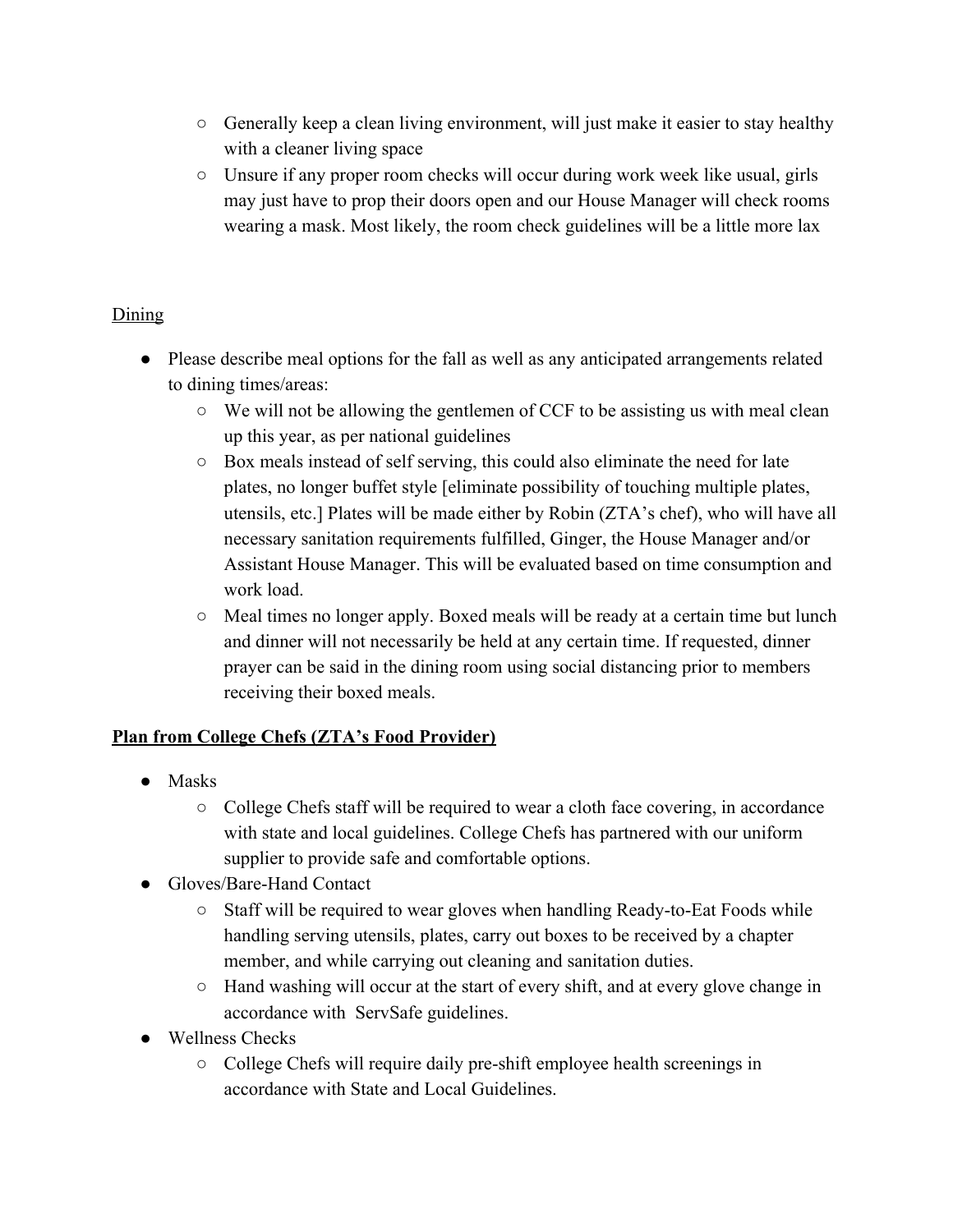- Generally keep a clean living environment, will just make it easier to stay healthy with a cleaner living space
- Unsure if any proper room checks will occur during work week like usual, girls may just have to prop their doors open and our House Manager will check rooms wearing a mask. Most likely, the room check guidelines will be a little more lax

<u>Dining</u>

- Please describe meal options for the fall as well as any anticipated arrangements related to dining times/areas:
  - We will not be allowing the gentlemen of CCF to be assisting us with meal clean up this year, as per national guidelines
  - Box meals instead of self serving, this could also eliminate the need for late plates, no longer buffet style [eliminate possibility of touching multiple plates, utensils, etc.] Plates will be made either by Robin (ZTA's chef), who will have all necessary sanitation requirements fulfilled, Ginger, the House Manager and/or Assistant House Manager. This will be evaluated based on time consumption and work load.
  - Meal times no longer apply. Boxed meals will be ready at a certain time but lunch and dinner will not necessarily be held at any certain time. If requested, dinner prayer can be said in the dining room using social distancing prior to members receiving their boxed meals.

**<u>Plan from College Chefs (ZTA's Food Provider)</u>**

- Masks
  - College Chefs staff will be required to wear a cloth face covering, in accordance with state and local guidelines. College Chefs has partnered with our uniform supplier to provide safe and comfortable options.
- Gloves/Bare-Hand Contact
  - Staff will be required to wear gloves when handling Ready-to-Eat Foods while handling serving utensils, plates, carry out boxes to be received by a chapter member, and while carrying out cleaning and sanitation duties.
  - Hand washing will occur at the start of every shift, and at every glove change in accordance with ServSafe guidelines.
- Wellness Checks
  - College Chefs will require daily pre-shift employee health screenings in accordance with State and Local Guidelines.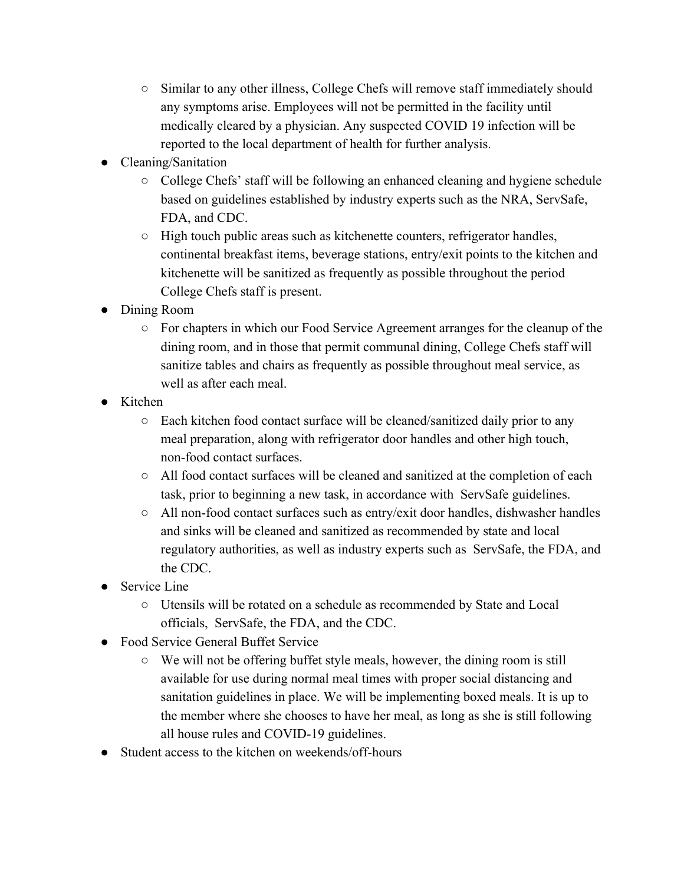- Similar to any other illness, College Chefs will remove staff immediately should any symptoms arise. Employees will not be permitted in the facility until medically cleared by a physician. Any suspected COVID 19 infection will be reported to the local department of health for further analysis.
- Cleaning/Sanitation
  - College Chefs' staff will be following an enhanced cleaning and hygiene schedule based on guidelines established by industry experts such as the NRA, ServSafe, FDA, and CDC.
  - High touch public areas such as kitchenette counters, refrigerator handles, continental breakfast items, beverage stations, entry/exit points to the kitchen and kitchenette will be sanitized as frequently as possible throughout the period College Chefs staff is present.
- Dining Room
  - For chapters in which our Food Service Agreement arranges for the cleanup of the dining room, and in those that permit communal dining, College Chefs staff will sanitize tables and chairs as frequently as possible throughout meal service, as well as after each meal.
- Kitchen
  - Each kitchen food contact surface will be cleaned/sanitized daily prior to any meal preparation, along with refrigerator door handles and other high touch, non-food contact surfaces.
  - All food contact surfaces will be cleaned and sanitized at the completion of each task, prior to beginning a new task, in accordance with ServSafe guidelines.
  - All non-food contact surfaces such as entry/exit door handles, dishwasher handles and sinks will be cleaned and sanitized as recommended by state and local regulatory authorities, as well as industry experts such as ServSafe, the FDA, and the CDC.
- Service Line
  - Utensils will be rotated on a schedule as recommended by State and Local officials, ServSafe, the FDA, and the CDC.
- Food Service General Buffet Service
  - We will not be offering buffet style meals, however, the dining room is still available for use during normal meal times with proper social distancing and sanitation guidelines in place. We will be implementing boxed meals. It is up to the member where she chooses to have her meal, as long as she is still following all house rules and COVID-19 guidelines.
- Student access to the kitchen on weekends/off-hours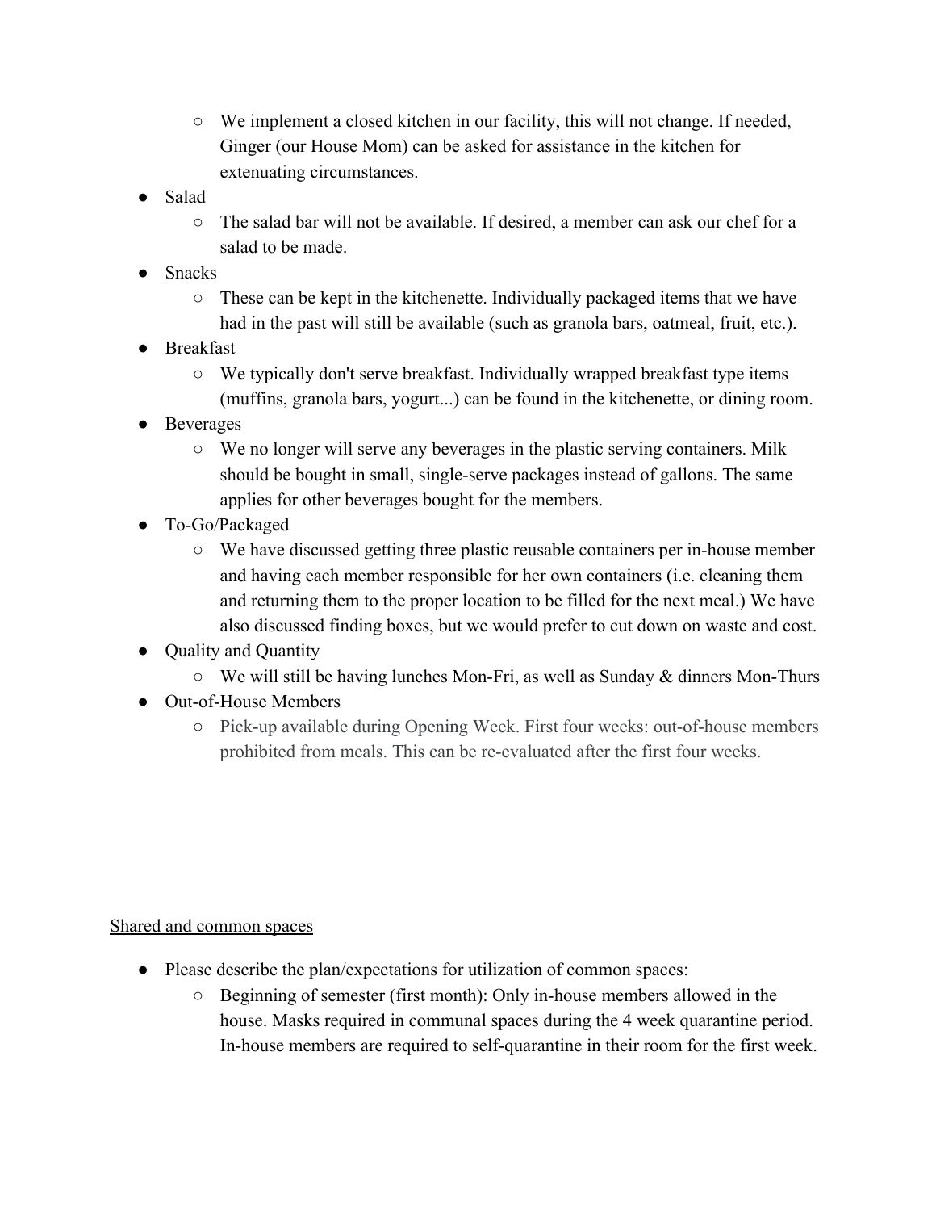- We implement a closed kitchen in our facility, this will not change. If needed, Ginger (our House Mom) can be asked for assistance in the kitchen for extenuating circumstances.
- Salad
  - The salad bar will not be available. If desired, a member can ask our chef for a salad to be made.
- Snacks
  - These can be kept in the kitchenette. Individually packaged items that we have had in the past will still be available (such as granola bars, oatmeal, fruit, etc.).
- Breakfast
  - We typically don't serve breakfast. Individually wrapped breakfast type items (muffins, granola bars, yogurt...) can be found in the kitchenette, or dining room.
- Beverages
  - We no longer will serve any beverages in the plastic serving containers. Milk should be bought in small, single-serve packages instead of gallons. The same applies for other beverages bought for the members.
- To-Go/Packaged
  - We have discussed getting three plastic reusable containers per in-house member and having each member responsible for her own containers (i.e. cleaning them and returning them to the proper location to be filled for the next meal.) We have also discussed finding boxes, but we would prefer to cut down on waste and cost.
- Quality and Quantity
  - We will still be having lunches Mon-Fri, as well as Sunday & dinners Mon-Thurs
- Out-of-House Members
  - Pick-up available during Opening Week. First four weeks: out-of-house members prohibited from meals. This can be re-evaluated after the first four weeks.

<u>Shared and common spaces</u>

- Please describe the plan/expectations for utilization of common spaces:
  - Beginning of semester (first month): Only in-house members allowed in the house. Masks required in communal spaces during the 4 week quarantine period. In-house members are required to self-quarantine in their room for the first week.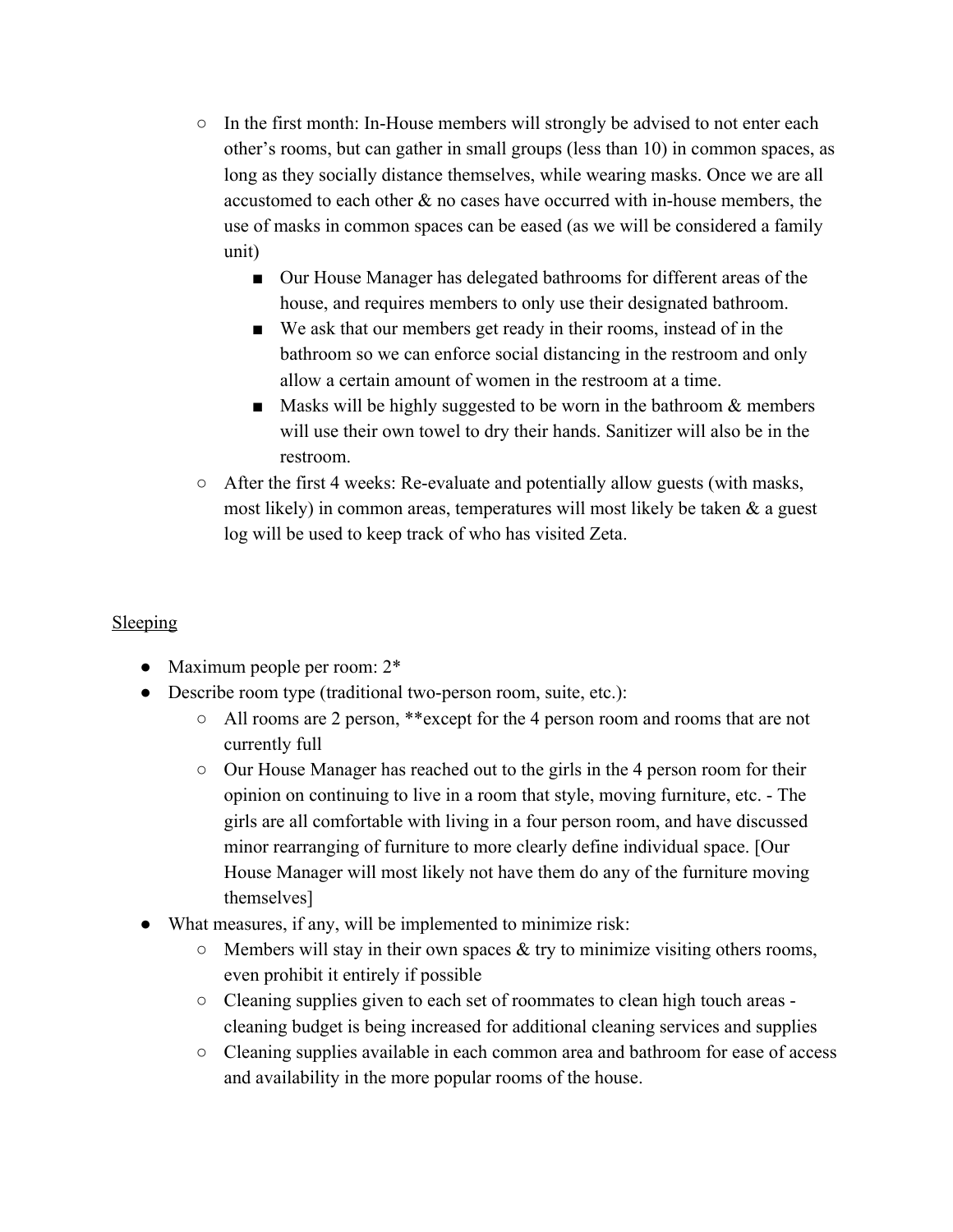- In the first month: In-House members will strongly be advised to not enter each other's rooms, but can gather in small groups (less than 10) in common spaces, as long as they socially distance themselves, while wearing masks. Once we are all accustomed to each other & no cases have occurred with in-house members, the use of masks in common spaces can be eased (as we will be considered a family unit)
        - Our House Manager has delegated bathrooms for different areas of the house, and requires members to only use their designated bathroom.
        - We ask that our members get ready in their rooms, instead of in the bathroom so we can enforce social distancing in the restroom and only allow a certain amount of women in the restroom at a time.
        - Masks will be highly suggested to be worn in the bathroom & members will use their own towel to dry their hands. Sanitizer will also be in the restroom.
    - After the first 4 weeks: Re-evaluate and potentially allow guests (with masks, most likely) in common areas, temperatures will most likely be taken & a guest log will be used to keep track of who has visited Zeta.

<u>Sleeping</u>

- Maximum people per room: 2*
- Describe room type (traditional two-person room, suite, etc.):
    - All rooms are 2 person, **except for the 4 person room and rooms that are not currently full
    - Our House Manager has reached out to the girls in the 4 person room for their opinion on continuing to live in a room that style, moving furniture, etc. - The girls are all comfortable with living in a four person room, and have discussed minor rearranging of furniture to more clearly define individual space. [Our House Manager will most likely not have them do any of the furniture moving themselves]
- What measures, if any, will be implemented to minimize risk:
    - Members will stay in their own spaces & try to minimize visiting others rooms, even prohibit it entirely if possible
    - Cleaning supplies given to each set of roommates to clean high touch areas - cleaning budget is being increased for additional cleaning services and supplies
    - Cleaning supplies available in each common area and bathroom for ease of access and availability in the more popular rooms of the house.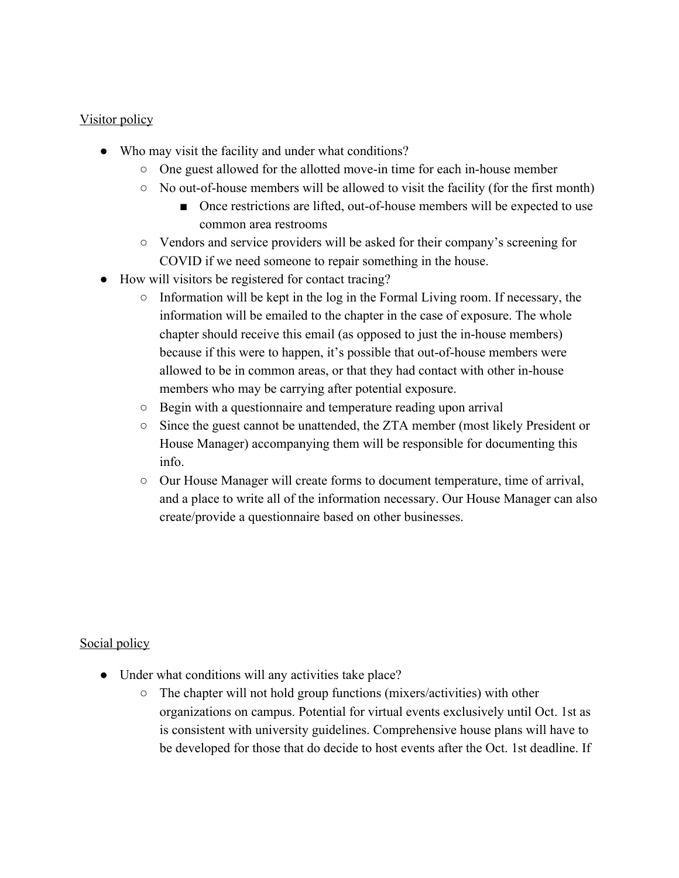<u>Visitor policy</u>

- Who may visit the facility and under what conditions?
  - One guest allowed for the allotted move-in time for each in-house member
  - No out-of-house members will be allowed to visit the facility (for the first month)
    - Once restrictions are lifted, out-of-house members will be expected to use common area restrooms
  - Vendors and service providers will be asked for their company's screening for COVID if we need someone to repair something in the house.
- How will visitors be registered for contact tracing?
  - Information will be kept in the log in the Formal Living room. If necessary, the information will be emailed to the chapter in the case of exposure. The whole chapter should receive this email (as opposed to just the in-house members) because if this were to happen, it's possible that out-of-house members were allowed to be in common areas, or that they had contact with other in-house members who may be carrying after potential exposure.
  - Begin with a questionnaire and temperature reading upon arrival
  - Since the guest cannot be unattended, the ZTA member (most likely President or House Manager) accompanying them will be responsible for documenting this info.
  - Our House Manager will create forms to document temperature, time of arrival, and a place to write all of the information necessary. Our House Manager can also create/provide a questionnaire based on other businesses.

<u>Social policy</u>

- Under what conditions will any activities take place?
  - The chapter will not hold group functions (mixers/activities) with other organizations on campus. Potential for virtual events exclusively until Oct. 1st as is consistent with university guidelines. Comprehensive house plans will have to be developed for those that do decide to host events after the Oct. 1st deadline. If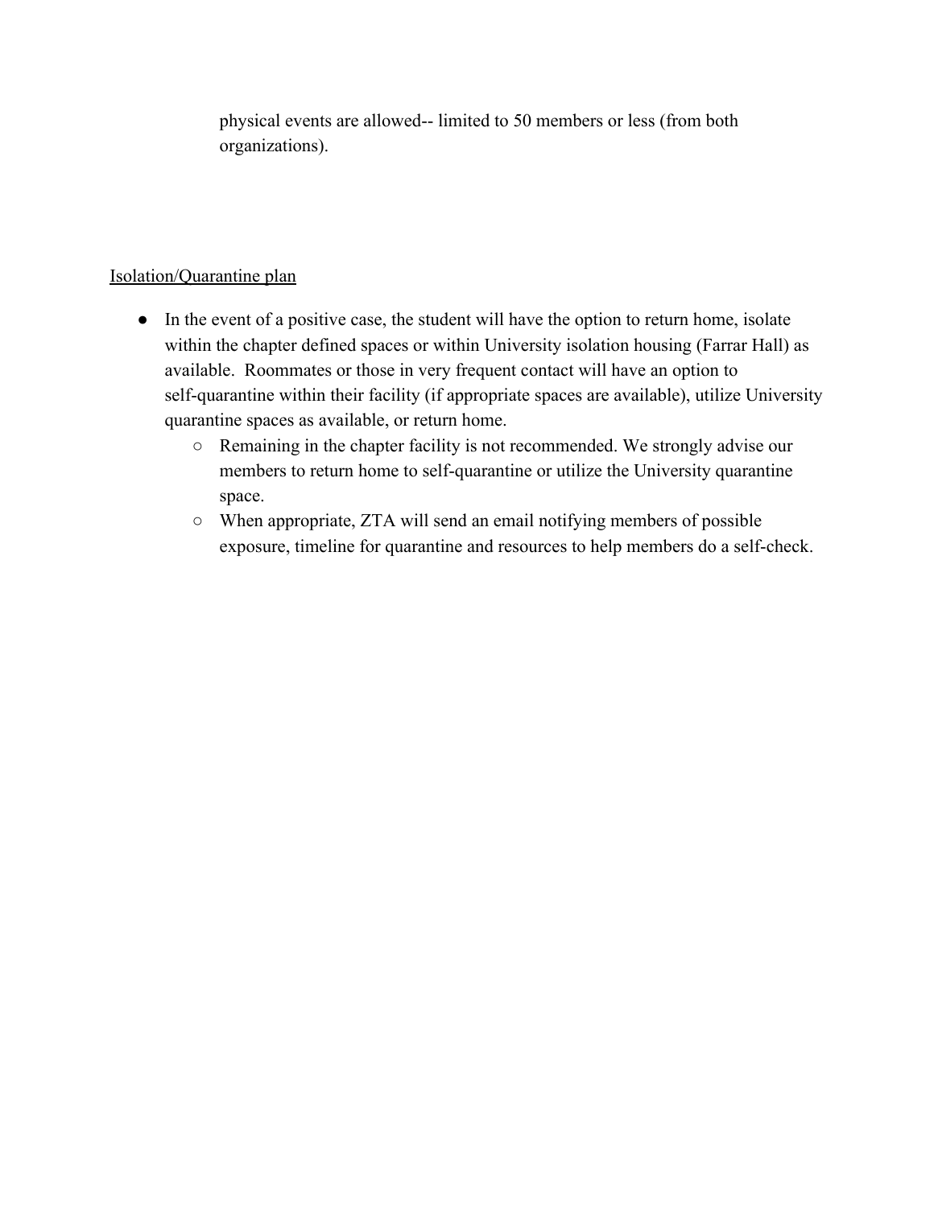physical events are allowed-- limited to 50 members or less (from both organizations).

Isolation/Quarantine plan

- In the event of a positive case, the student will have the option to return home, isolate within the chapter defined spaces or within University isolation housing (Farrar Hall) as available. Roommates or those in very frequent contact will have an option to self-quarantine within their facility (if appropriate spaces are available), utilize University quarantine spaces as available, or return home.
  - Remaining in the chapter facility is not recommended. We strongly advise our members to return home to self-quarantine or utilize the University quarantine space.
  - When appropriate, ZTA will send an email notifying members of possible exposure, timeline for quarantine and resources to help members do a self-check.